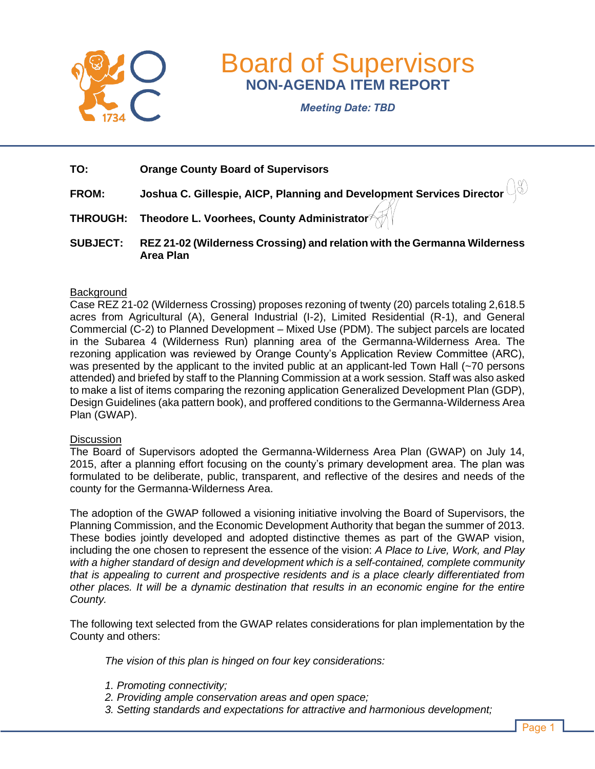# Board of Supervisors

## NON-AGENDA ITEM REPORT

***Meeting Date: TBD***

| | |
|---|---|
| **TO:** | **Orange County Board of Supervisors** |
| **FROM:** | **Joshua C. Gillespie, AICP, Planning and Development Services Director** |
| **THROUGH:** | **Theodore L. Voorhees, County Administrator** |
| **SUBJECT:** | **REZ 21-02 (Wilderness Crossing) and relation with the Germanna Wilderness Area Plan** |

Background

Case REZ 21-02 (Wilderness Crossing) proposes rezoning of twenty (20) parcels totaling 2,618.5 acres from Agricultural (A), General Industrial (I-2), Limited Residential (R-1), and General Commercial (C-2) to Planned Development – Mixed Use (PDM). The subject parcels are located in the Subarea 4 (Wilderness Run) planning area of the Germanna-Wilderness Area. The rezoning application was reviewed by Orange County's Application Review Committee (ARC), was presented by the applicant to the invited public at an applicant-led Town Hall (~70 persons attended) and briefed by staff to the Planning Commission at a work session. Staff was also asked to make a list of items comparing the rezoning application Generalized Development Plan (GDP), Design Guidelines (aka pattern book), and proffered conditions to the Germanna-Wilderness Area Plan (GWAP).

Discussion

The Board of Supervisors adopted the Germanna-Wilderness Area Plan (GWAP) on July 14, 2015, after a planning effort focusing on the county's primary development area. The plan was formulated to be deliberate, public, transparent, and reflective of the desires and needs of the county for the Germanna-Wilderness Area.

The adoption of the GWAP followed a visioning initiative involving the Board of Supervisors, the Planning Commission, and the Economic Development Authority that began the summer of 2013. These bodies jointly developed and adopted distinctive themes as part of the GWAP vision, including the one chosen to represent the essence of the vision: *A Place to Live, Work, and Play with a higher standard of design and development which is a self-contained, complete community that is appealing to current and prospective residents and is a place clearly differentiated from other places. It will be a dynamic destination that results in an economic engine for the entire County.*

The following text selected from the GWAP relates considerations for plan implementation by the County and others:

> *The vision of this plan is hinged on four key considerations:*
>
> *1. Promoting connectivity;*
> *2. Providing ample conservation areas and open space;*
> *3. Setting standards and expectations for attractive and harmonious development;*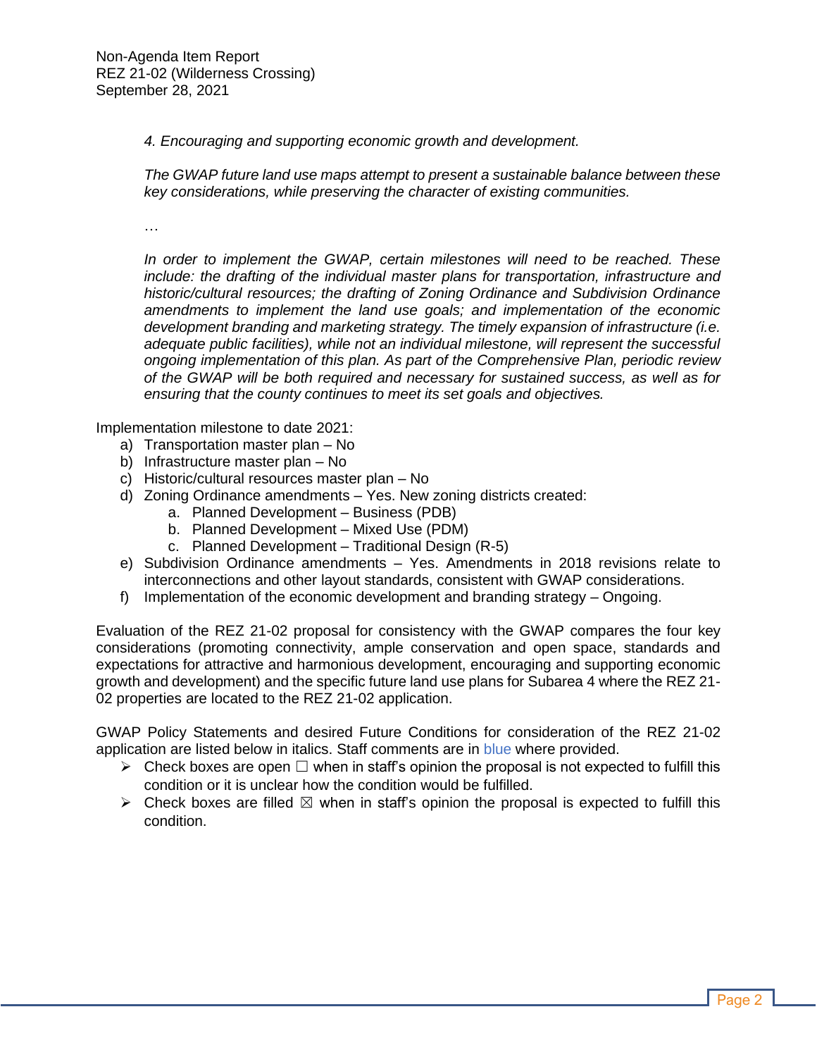*4. Encouraging and supporting economic growth and development.*

*The GWAP future land use maps attempt to present a sustainable balance between these key considerations, while preserving the character of existing communities.*

…

*In order to implement the GWAP, certain milestones will need to be reached. These include: the drafting of the individual master plans for transportation, infrastructure and historic/cultural resources; the drafting of Zoning Ordinance and Subdivision Ordinance amendments to implement the land use goals; and implementation of the economic development branding and marketing strategy. The timely expansion of infrastructure (i.e. adequate public facilities), while not an individual milestone, will represent the successful ongoing implementation of this plan. As part of the Comprehensive Plan, periodic review of the GWAP will be both required and necessary for sustained success, as well as for ensuring that the county continues to meet its set goals and objectives.*

Implementation milestone to date 2021:

a) Transportation master plan – No
b) Infrastructure master plan – No
c) Historic/cultural resources master plan – No
d) Zoning Ordinance amendments – Yes. New zoning districts created:
    a. Planned Development – Business (PDB)
    b. Planned Development – Mixed Use (PDM)
    c. Planned Development – Traditional Design (R-5)
e) Subdivision Ordinance amendments – Yes. Amendments in 2018 revisions relate to interconnections and other layout standards, consistent with GWAP considerations.
f) Implementation of the economic development and branding strategy – Ongoing.

Evaluation of the REZ 21-02 proposal for consistency with the GWAP compares the four key considerations (promoting connectivity, ample conservation and open space, standards and expectations for attractive and harmonious development, encouraging and supporting economic growth and development) and the specific future land use plans for Subarea 4 where the REZ 21-02 properties are located to the REZ 21-02 application.

GWAP Policy Statements and desired Future Conditions for consideration of the REZ 21-02 application are listed below in italics. Staff comments are in blue where provided.

- Check boxes are open ☐ when in staff's opinion the proposal is not expected to fulfill this condition or it is unclear how the condition would be fulfilled.
- Check boxes are filled ☒ when in staff's opinion the proposal is expected to fulfill this condition.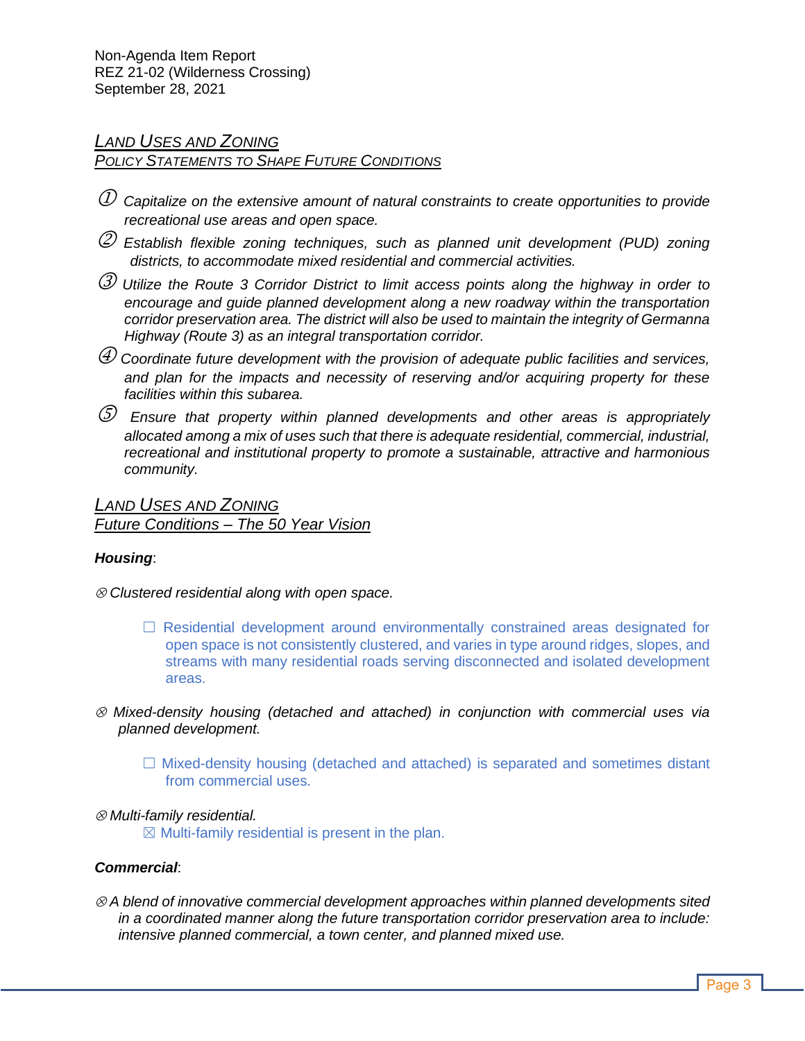## *Land Uses and Zoning*

### *Policy Statements to Shape Future Conditions*

① *Capitalize on the extensive amount of natural constraints to create opportunities to provide recreational use areas and open space.*

② *Establish flexible zoning techniques, such as planned unit development (PUD) zoning districts, to accommodate mixed residential and commercial activities.*

③ *Utilize the Route 3 Corridor District to limit access points along the highway in order to encourage and guide planned development along a new roadway within the transportation corridor preservation area. The district will also be used to maintain the integrity of Germanna Highway (Route 3) as an integral transportation corridor.*

④ *Coordinate future development with the provision of adequate public facilities and services, and plan for the impacts and necessity of reserving and/or acquiring property for these facilities within this subarea.*

⑤ *Ensure that property within planned developments and other areas is appropriately allocated among a mix of uses such that there is adequate residential, commercial, industrial, recreational and institutional property to promote a sustainable, attractive and harmonious community.*

## *Land Uses and Zoning*

### *Future Conditions – The 50 Year Vision*

***Housing***:

⊗ *Clustered residential along with open space.*

> ☐ Residential development around environmentally constrained areas designated for open space is not consistently clustered, and varies in type around ridges, slopes, and streams with many residential roads serving disconnected and isolated development areas.

⊗ *Mixed-density housing (detached and attached) in conjunction with commercial uses via planned development.*

> ☐ Mixed-density housing (detached and attached) is separated and sometimes distant from commercial uses.

⊗ *Multi-family residential.*

> ☒ Multi-family residential is present in the plan.

***Commercial***:

⊗ *A blend of innovative commercial development approaches within planned developments sited in a coordinated manner along the future transportation corridor preservation area to include: intensive planned commercial, a town center, and planned mixed use.*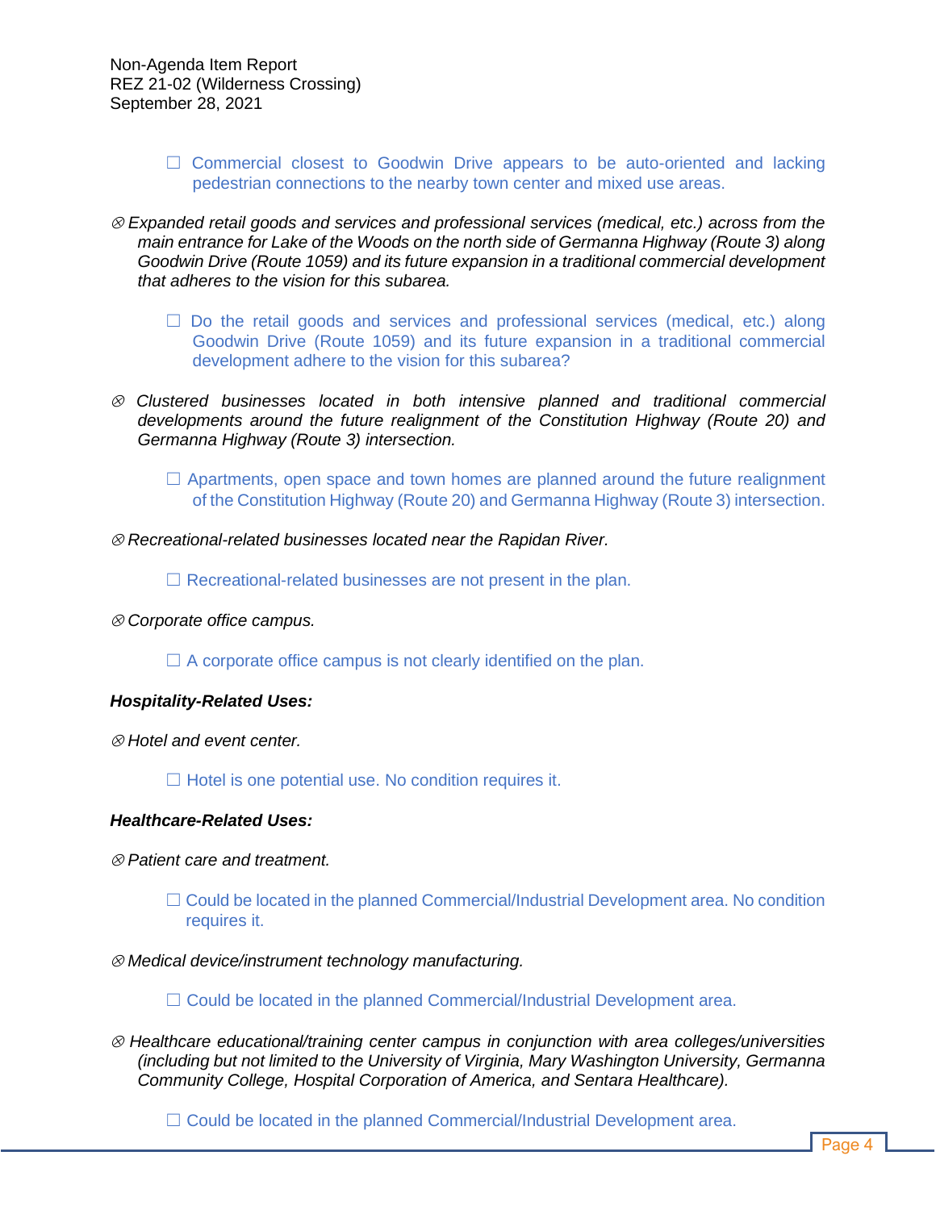- ☐ Commercial closest to Goodwin Drive appears to be auto-oriented and lacking pedestrian connections to the nearby town center and mixed use areas.

⊗ *Expanded retail goods and services and professional services (medical, etc.) across from the main entrance for Lake of the Woods on the north side of Germanna Highway (Route 3) along Goodwin Drive (Route 1059) and its future expansion in a traditional commercial development that adheres to the vision for this subarea.*

- ☐ Do the retail goods and services and professional services (medical, etc.) along Goodwin Drive (Route 1059) and its future expansion in a traditional commercial development adhere to the vision for this subarea?

⊗ *Clustered businesses located in both intensive planned and traditional commercial developments around the future realignment of the Constitution Highway (Route 20) and Germanna Highway (Route 3) intersection.*

- ☐ Apartments, open space and town homes are planned around the future realignment of the Constitution Highway (Route 20) and Germanna Highway (Route 3) intersection.

⊗ *Recreational-related businesses located near the Rapidan River.*

- ☐ Recreational-related businesses are not present in the plan.

⊗ *Corporate office campus.*

- ☐ A corporate office campus is not clearly identified on the plan.

***Hospitality-Related Uses:***

⊗ *Hotel and event center.*

- ☐ Hotel is one potential use. No condition requires it.

***Healthcare-Related Uses:***

⊗ *Patient care and treatment.*

- ☐ Could be located in the planned Commercial/Industrial Development area. No condition requires it.

⊗ *Medical device/instrument technology manufacturing.*

- ☐ Could be located in the planned Commercial/Industrial Development area.

⊗ *Healthcare educational/training center campus in conjunction with area colleges/universities (including but not limited to the University of Virginia, Mary Washington University, Germanna Community College, Hospital Corporation of America, and Sentara Healthcare).*

- ☐ Could be located in the planned Commercial/Industrial Development area.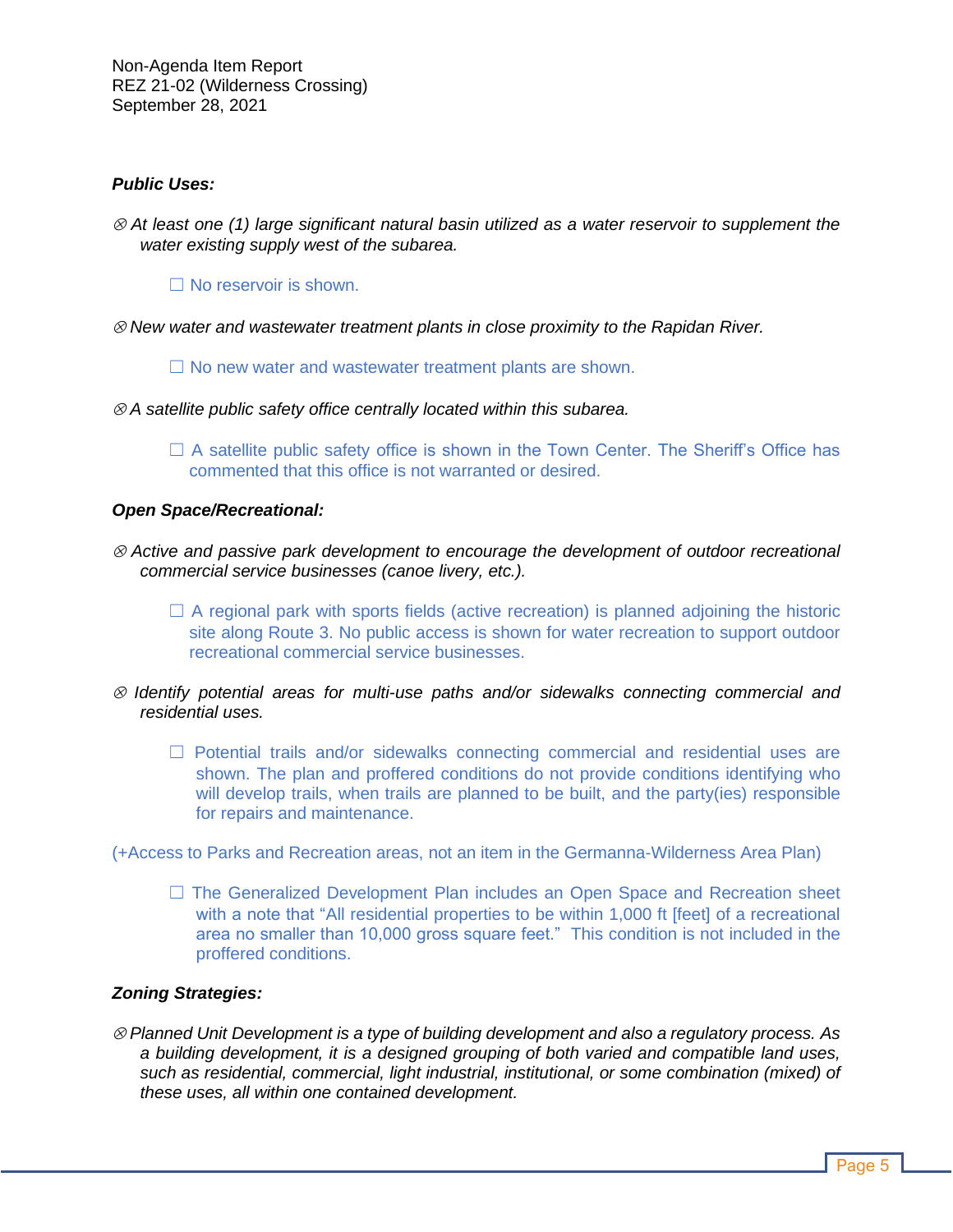***Public Uses:***

⊗ *At least one (1) large significant natural basin utilized as a water reservoir to supplement the water existing supply west of the subarea.*

> ☐ No reservoir is shown.

⊗ *New water and wastewater treatment plants in close proximity to the Rapidan River.*

> ☐ No new water and wastewater treatment plants are shown.

⊗ *A satellite public safety office centrally located within this subarea.*

> ☐ A satellite public safety office is shown in the Town Center. The Sheriff's Office has commented that this office is not warranted or desired.

***Open Space/Recreational:***

⊗ *Active and passive park development to encourage the development of outdoor recreational commercial service businesses (canoe livery, etc.).*

> ☐ A regional park with sports fields (active recreation) is planned adjoining the historic site along Route 3. No public access is shown for water recreation to support outdoor recreational commercial service businesses.

⊗ *Identify potential areas for multi-use paths and/or sidewalks connecting commercial and residential uses.*

> ☐ Potential trails and/or sidewalks connecting commercial and residential uses are shown. The plan and proffered conditions do not provide conditions identifying who will develop trails, when trails are planned to be built, and the party(ies) responsible for repairs and maintenance.

(+Access to Parks and Recreation areas, not an item in the Germanna-Wilderness Area Plan)

> ☐ The Generalized Development Plan includes an Open Space and Recreation sheet with a note that "All residential properties to be within 1,000 ft [feet] of a recreational area no smaller than 10,000 gross square feet." This condition is not included in the proffered conditions.

***Zoning Strategies:***

⊗ *Planned Unit Development is a type of building development and also a regulatory process. As a building development, it is a designed grouping of both varied and compatible land uses, such as residential, commercial, light industrial, institutional, or some combination (mixed) of these uses, all within one contained development.*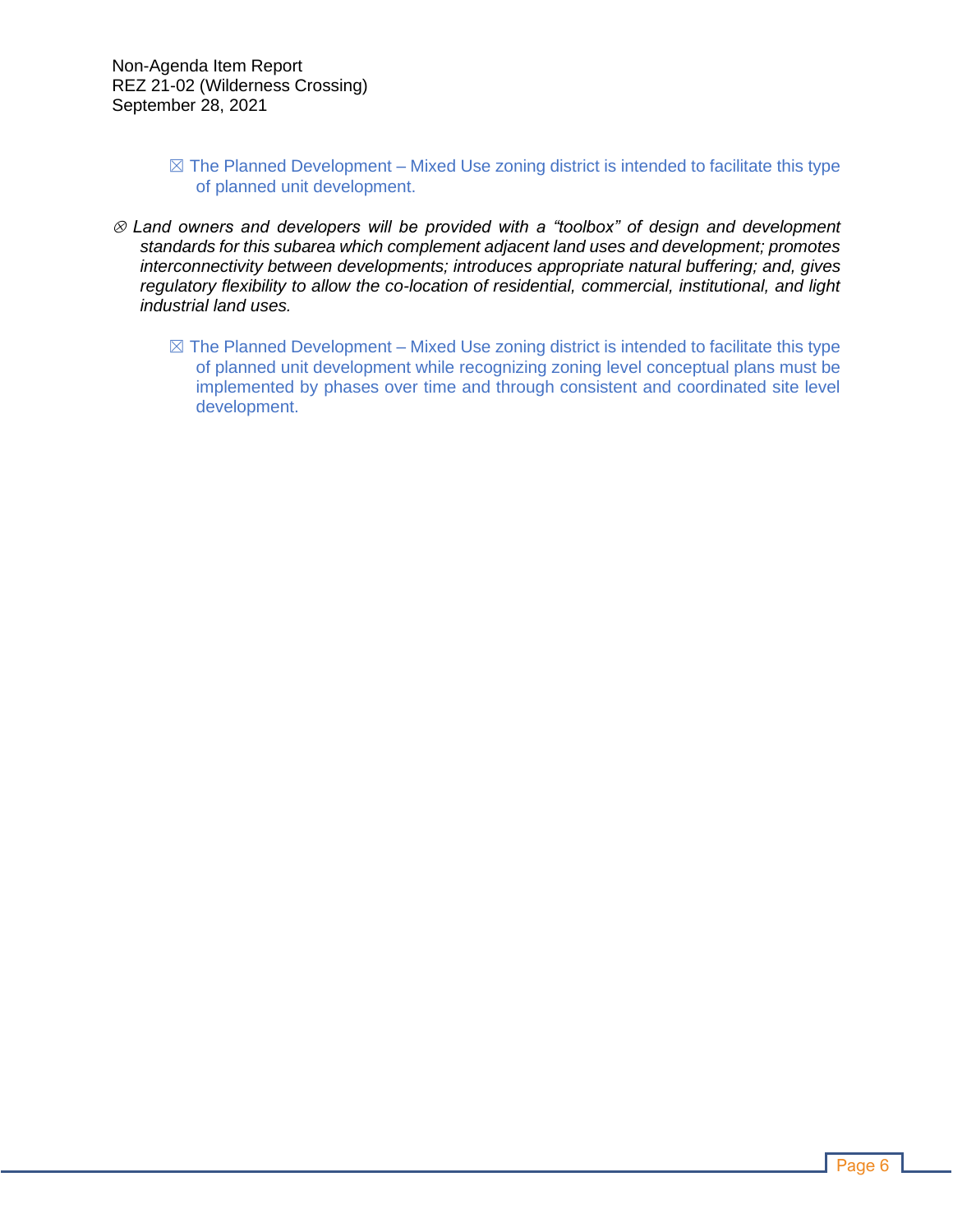> ☒ The Planned Development – Mixed Use zoning district is intended to facilitate this type of planned unit development.

⊗ *Land owners and developers will be provided with a "toolbox" of design and development standards for this subarea which complement adjacent land uses and development; promotes interconnectivity between developments; introduces appropriate natural buffering; and, gives regulatory flexibility to allow the co-location of residential, commercial, institutional, and light industrial land uses.*

> ☒ The Planned Development – Mixed Use zoning district is intended to facilitate this type of planned unit development while recognizing zoning level conceptual plans must be implemented by phases over time and through consistent and coordinated site level development.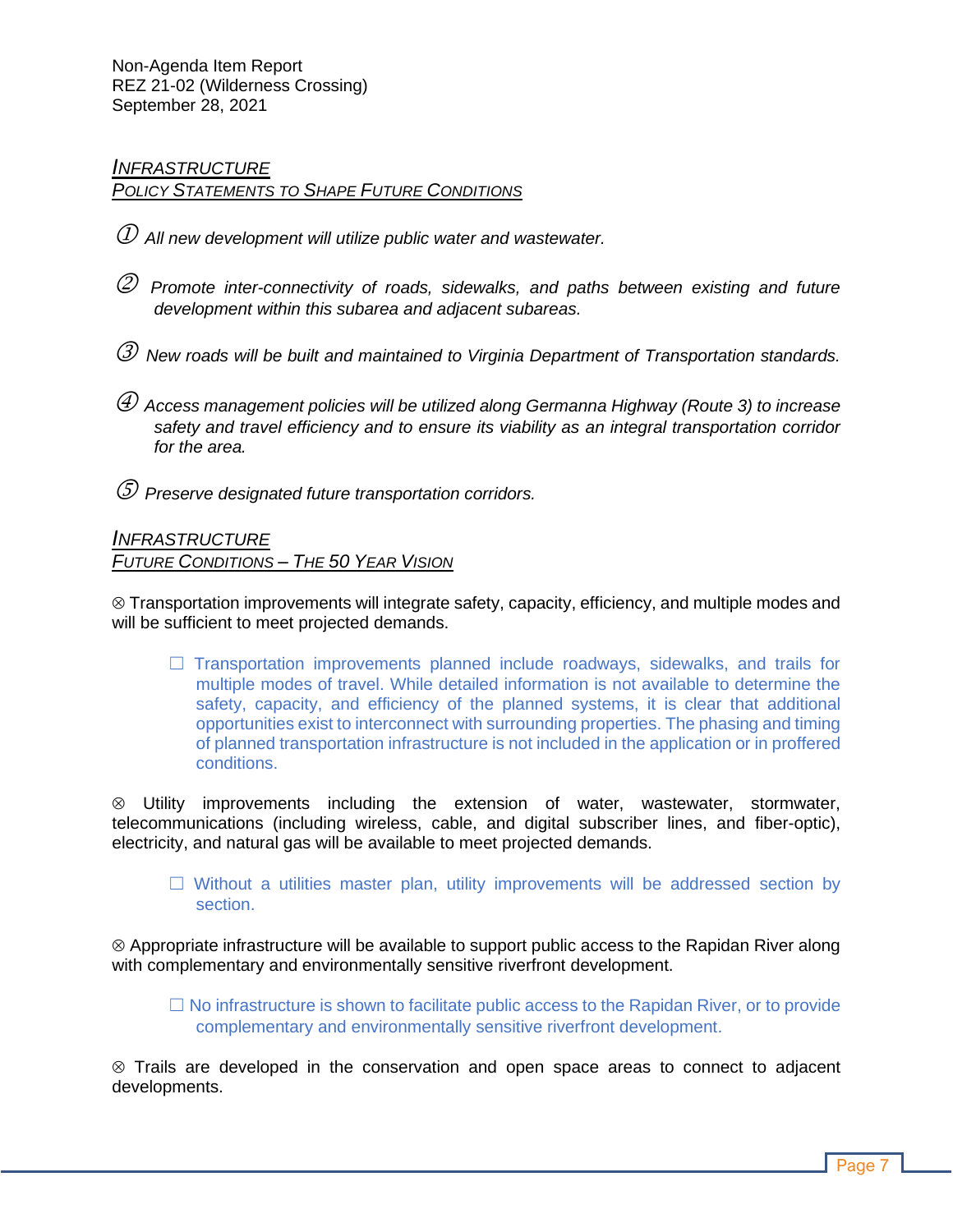## *INFRASTRUCTURE*
### *POLICY STATEMENTS TO SHAPE FUTURE CONDITIONS*

① *All new development will utilize public water and wastewater.*

② *Promote inter-connectivity of roads, sidewalks, and paths between existing and future development within this subarea and adjacent subareas.*

③ *New roads will be built and maintained to Virginia Department of Transportation standards.*

④ *Access management policies will be utilized along Germanna Highway (Route 3) to increase safety and travel efficiency and to ensure its viability as an integral transportation corridor for the area.*

⑤ *Preserve designated future transportation corridors.*

## *INFRASTRUCTURE*
### *FUTURE CONDITIONS – THE 50 YEAR VISION*

⊗ Transportation improvements will integrate safety, capacity, efficiency, and multiple modes and will be sufficient to meet projected demands.

> ☐ Transportation improvements planned include roadways, sidewalks, and trails for multiple modes of travel. While detailed information is not available to determine the safety, capacity, and efficiency of the planned systems, it is clear that additional opportunities exist to interconnect with surrounding properties. The phasing and timing of planned transportation infrastructure is not included in the application or in proffered conditions.

⊗ Utility improvements including the extension of water, wastewater, stormwater, telecommunications (including wireless, cable, and digital subscriber lines, and fiber-optic), electricity, and natural gas will be available to meet projected demands.

> ☐ Without a utilities master plan, utility improvements will be addressed section by section.

⊗ Appropriate infrastructure will be available to support public access to the Rapidan River along with complementary and environmentally sensitive riverfront development.

> ☐ No infrastructure is shown to facilitate public access to the Rapidan River, or to provide complementary and environmentally sensitive riverfront development.

⊗ Trails are developed in the conservation and open space areas to connect to adjacent developments.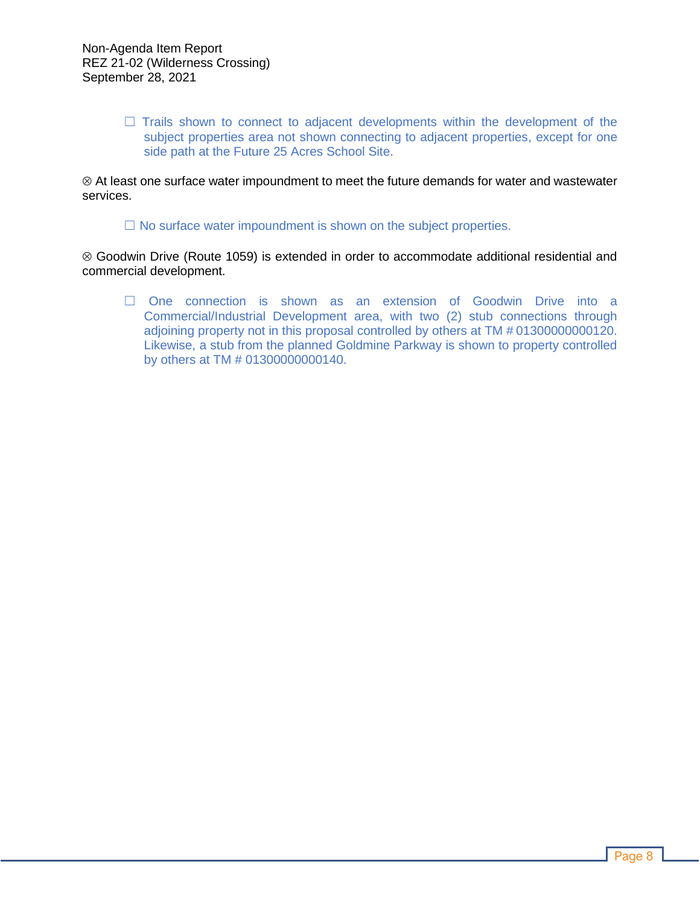- ☐ Trails shown to connect to adjacent developments within the development of the subject properties area not shown connecting to adjacent properties, except for one side path at the Future 25 Acres School Site.

⊗ At least one surface water impoundment to meet the future demands for water and wastewater services.

- ☐ No surface water impoundment is shown on the subject properties.

⊗ Goodwin Drive (Route 1059) is extended in order to accommodate additional residential and commercial development.

- ☐ One connection is shown as an extension of Goodwin Drive into a Commercial/Industrial Development area, with two (2) stub connections through adjoining property not in this proposal controlled by others at TM # 01300000000120. Likewise, a stub from the planned Goldmine Parkway is shown to property controlled by others at TM # 01300000000140.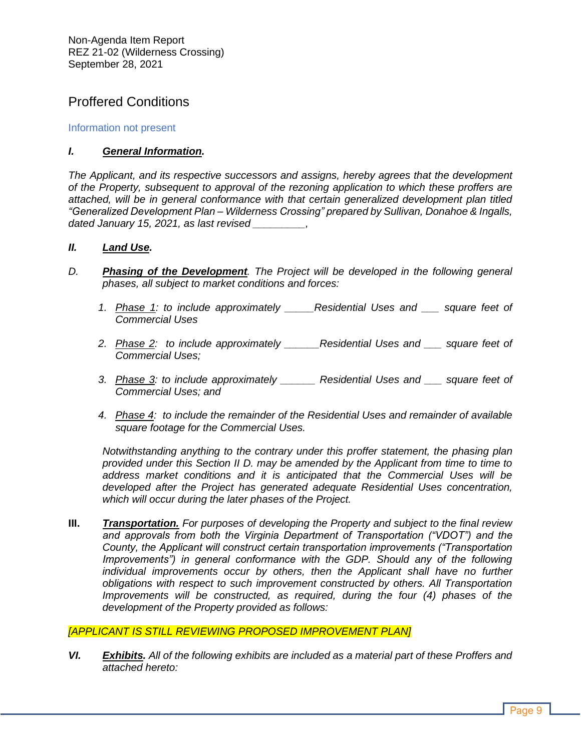## Proffered Conditions

Information not present

***I. General Information.***

*The Applicant, and its respective successors and assigns, hereby agrees that the development of the Property, subsequent to approval of the rezoning application to which these proffers are attached, will be in general conformance with that certain generalized development plan titled "Generalized Development Plan – Wilderness Crossing" prepared by Sullivan, Donahoe & Ingalls, dated January 15, 2021, as last revised _________,*

***II. Land Use.***

*D.* ***Phasing of the Development****. The Project will be developed in the following general phases, all subject to market conditions and forces:*

1. *Phase 1: to include approximately _____Residential Uses and ___ square feet of Commercial Uses*
2. *Phase 2: to include approximately ______Residential Uses and ___ square feet of Commercial Uses;*
3. *Phase 3: to include approximately ______ Residential Uses and ___ square feet of Commercial Uses; and*
4. *Phase 4: to include the remainder of the Residential Uses and remainder of available square footage for the Commercial Uses.*

*Notwithstanding anything to the contrary under this proffer statement, the phasing plan provided under this Section II D. may be amended by the Applicant from time to time to address market conditions and it is anticipated that the Commercial Uses will be developed after the Project has generated adequate Residential Uses concentration, which will occur during the later phases of the Project.*

**III.** ***Transportation.*** *For purposes of developing the Property and subject to the final review and approvals from both the Virginia Department of Transportation ("VDOT") and the County, the Applicant will construct certain transportation improvements ("Transportation Improvements") in general conformance with the GDP. Should any of the following individual improvements occur by others, then the Applicant shall have no further obligations with respect to such improvement constructed by others. All Transportation Improvements will be constructed, as required, during the four (4) phases of the development of the Property provided as follows:*

*[APPLICANT IS STILL REVIEWING PROPOSED IMPROVEMENT PLAN]*

***VI. Exhibits.*** *All of the following exhibits are included as a material part of these Proffers and attached hereto:*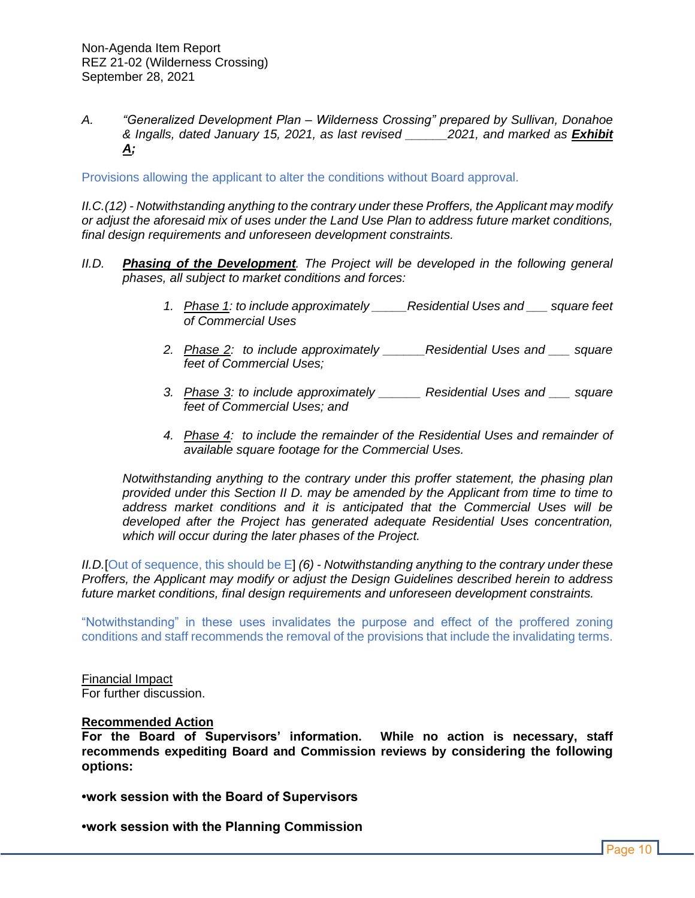A. *"Generalized Development Plan – Wilderness Crossing" prepared by Sullivan, Donahoe & Ingalls, dated January 15, 2021, as last revised ______2021, and marked as* ***Exhibit A;***

Provisions allowing the applicant to alter the conditions without Board approval.

*II.C.(12) - Notwithstanding anything to the contrary under these Proffers, the Applicant may modify or adjust the aforesaid mix of uses under the Land Use Plan to address future market conditions, final design requirements and unforeseen development constraints.*

*II.D.* ***Phasing of the Development****. The Project will be developed in the following general phases, all subject to market conditions and forces:*

1. *Phase 1: to include approximately _____Residential Uses and ___ square feet of Commercial Uses*
2. *Phase 2: to include approximately ______Residential Uses and ___ square feet of Commercial Uses;*
3. *Phase 3: to include approximately ______ Residential Uses and ___ square feet of Commercial Uses; and*
4. *Phase 4: to include the remainder of the Residential Uses and remainder of available square footage for the Commercial Uses.*

*Notwithstanding anything to the contrary under this proffer statement, the phasing plan provided under this Section II D. may be amended by the Applicant from time to time to address market conditions and it is anticipated that the Commercial Uses will be developed after the Project has generated adequate Residential Uses concentration, which will occur during the later phases of the Project.*

*II.D.*[Out of sequence, this should be E] *(6) - Notwithstanding anything to the contrary under these Proffers, the Applicant may modify or adjust the Design Guidelines described herein to address future market conditions, final design requirements and unforeseen development constraints.*

"Notwithstanding" in these uses invalidates the purpose and effect of the proffered zoning conditions and staff recommends the removal of the provisions that include the invalidating terms.

Financial Impact

For further discussion.

**Recommended Action**

**For the Board of Supervisors' information. While no action is necessary, staff recommends expediting Board and Commission reviews by considering the following options:**

**•work session with the Board of Supervisors**

**•work session with the Planning Commission**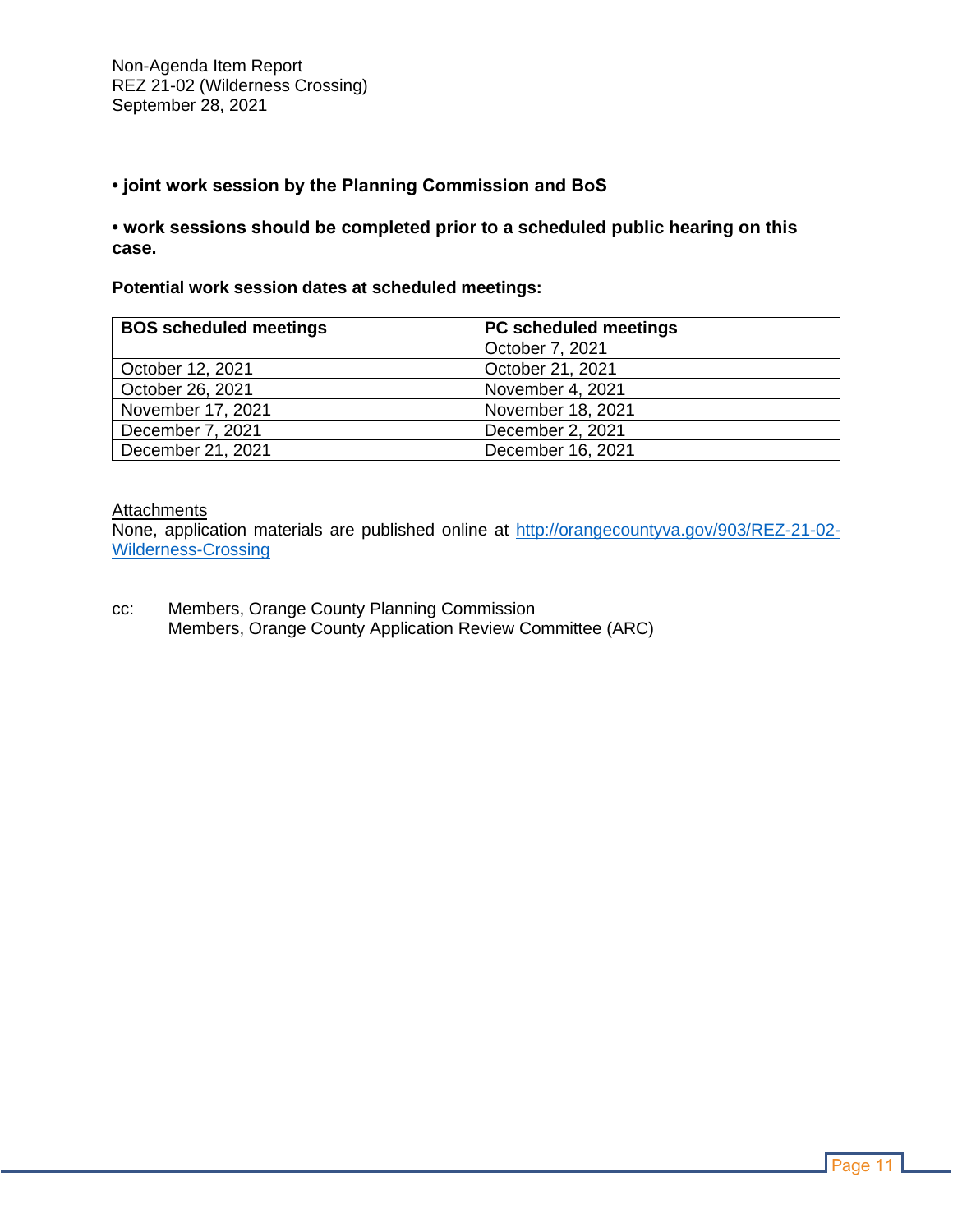**• joint work session by the Planning Commission and BoS**

**• work sessions should be completed prior to a scheduled public hearing on this case.**

**Potential work session dates at scheduled meetings:**

| BOS scheduled meetings | PC scheduled meetings |
|---|---|
| | October 7, 2021 |
| October 12, 2021 | October 21, 2021 |
| October 26, 2021 | November 4, 2021 |
| November 17, 2021 | November 18, 2021 |
| December 7, 2021 | December 2, 2021 |
| December 21, 2021 | December 16, 2021 |

Attachments
None, application materials are published online at [http://orangecountyva.gov/903/REZ-21-02-Wilderness-Crossing](http://orangecountyva.gov/903/REZ-21-02-Wilderness-Crossing)

cc: Members, Orange County Planning Commission
Members, Orange County Application Review Committee (ARC)